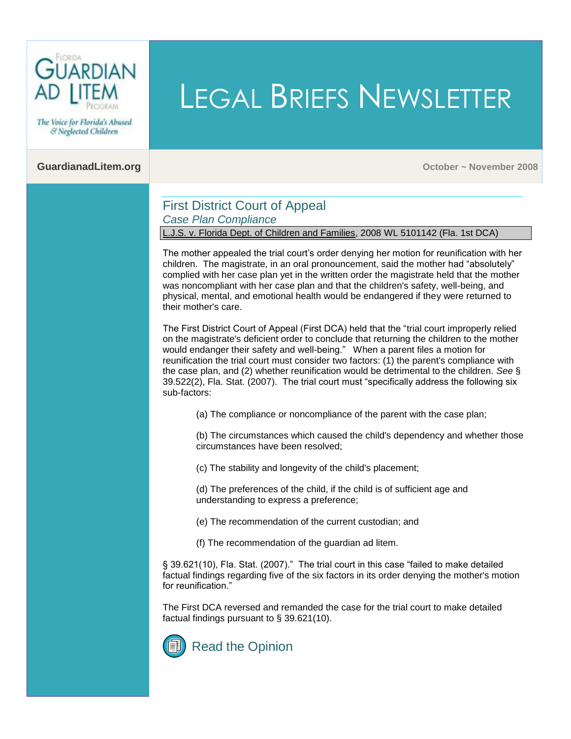# Legal Briefs Newsletter

**GuardianadLitem.org**

**October ~ November 2008**

## First District Court of Appeal

### *Case Plan Compliance*

L.J.S. v. Florida Dept. of Children and Families, 2008 WL 5101142 (Fla. 1st DCA)

The mother appealed the trial court's order denying her motion for reunification with her children. The magistrate, in an oral pronouncement, said the mother had "absolutely" complied with her case plan yet in the written order the magistrate held that the mother was noncompliant with her case plan and that the children's safety, well-being, and physical, mental, and emotional health would be endangered if they were returned to their mother's care.

The First District Court of Appeal (First DCA) held that the "trial court improperly relied on the magistrate's deficient order to conclude that returning the children to the mother would endanger their safety and well-being." When a parent files a motion for reunification the trial court must consider two factors: (1) the parent's compliance with the case plan, and (2) whether reunification would be detrimental to the children. *See* § 39.522(2), Fla. Stat. (2007). The trial court must "specifically address the following six sub-factors:

> (a) The compliance or noncompliance of the parent with the case plan;
>
> (b) The circumstances which caused the child's dependency and whether those circumstances have been resolved;
>
> (c) The stability and longevity of the child's placement;
>
> (d) The preferences of the child, if the child is of sufficient age and understanding to express a preference;
>
> (e) The recommendation of the current custodian; and
>
> (f) The recommendation of the guardian ad litem.

§ 39.621(10), Fla. Stat. (2007)." The trial court in this case "failed to make detailed factual findings regarding five of the six factors in its order denying the mother's motion for reunification."

The First DCA reversed and remanded the case for the trial court to make detailed factual findings pursuant to § 39.621(10).

Read the Opinion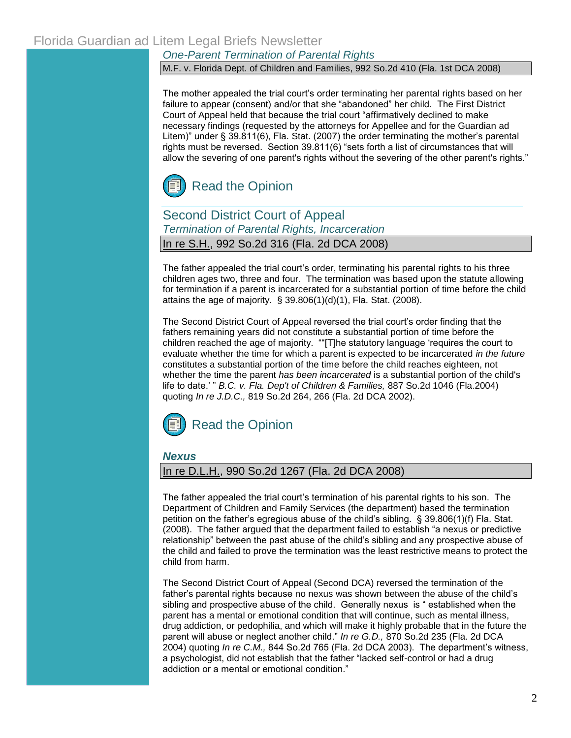### *One-Parent Termination of Parental Rights*

M.F. v. Florida Dept. of Children and Families, 992 So.2d 410 (Fla. 1st DCA 2008)

The mother appealed the trial court's order terminating her parental rights based on her failure to appear (consent) and/or that she "abandoned" her child. The First District Court of Appeal held that because the trial court "affirmatively declined to make necessary findings (requested by the attorneys for Appellee and for the Guardian ad Litem)" under § 39.811(6), Fla. Stat. (2007) the order terminating the mother's parental rights must be reversed. Section 39.811(6) "sets forth a list of circumstances that will allow the severing of one parent's rights without the severing of the other parent's rights."

Read the Opinion

## Second District Court of Appeal

### *Termination of Parental Rights, Incarceration*

In re S.H., 992 So.2d 316 (Fla. 2d DCA 2008)

The father appealed the trial court's order, terminating his parental rights to his three children ages two, three and four. The termination was based upon the statute allowing for termination if a parent is incarcerated for a substantial portion of time before the child attains the age of majority. § 39.806(1)(d)(1), Fla. Stat. (2008).

The Second District Court of Appeal reversed the trial court's order finding that the fathers remaining years did not constitute a substantial portion of time before the children reached the age of majority. ""[T]he statutory language 'requires the court to evaluate whether the time for which a parent is expected to be incarcerated *in the future* constitutes a substantial portion of the time before the child reaches eighteen, not whether the time the parent *has been incarcerated* is a substantial portion of the child's life to date.' " *B.C. v. Fla. Dep't of Children & Families,* 887 So.2d 1046 (Fla.2004) quoting *In re J.D.C.,* 819 So.2d 264, 266 (Fla. 2d DCA 2002).

Read the Opinion

### ***Nexus***

In re D.L.H., 990 So.2d 1267 (Fla. 2d DCA 2008)

The father appealed the trial court's termination of his parental rights to his son. The Department of Children and Family Services (the department) based the termination petition on the father's egregious abuse of the child's sibling. § 39.806(1)(f) Fla. Stat. (2008). The father argued that the department failed to establish "a nexus or predictive relationship" between the past abuse of the child's sibling and any prospective abuse of the child and failed to prove the termination was the least restrictive means to protect the child from harm.

The Second District Court of Appeal (Second DCA) reversed the termination of the father's parental rights because no nexus was shown between the abuse of the child's sibling and prospective abuse of the child. Generally nexus is " established when the parent has a mental or emotional condition that will continue, such as mental illness, drug addiction, or pedophilia, and which will make it highly probable that in the future the parent will abuse or neglect another child." *In re G.D.,* 870 So.2d 235 (Fla. 2d DCA 2004) quoting *In re C.M.,* 844 So.2d 765 (Fla. 2d DCA 2003). The department's witness, a psychologist, did not establish that the father "lacked self-control or had a drug addiction or a mental or emotional condition."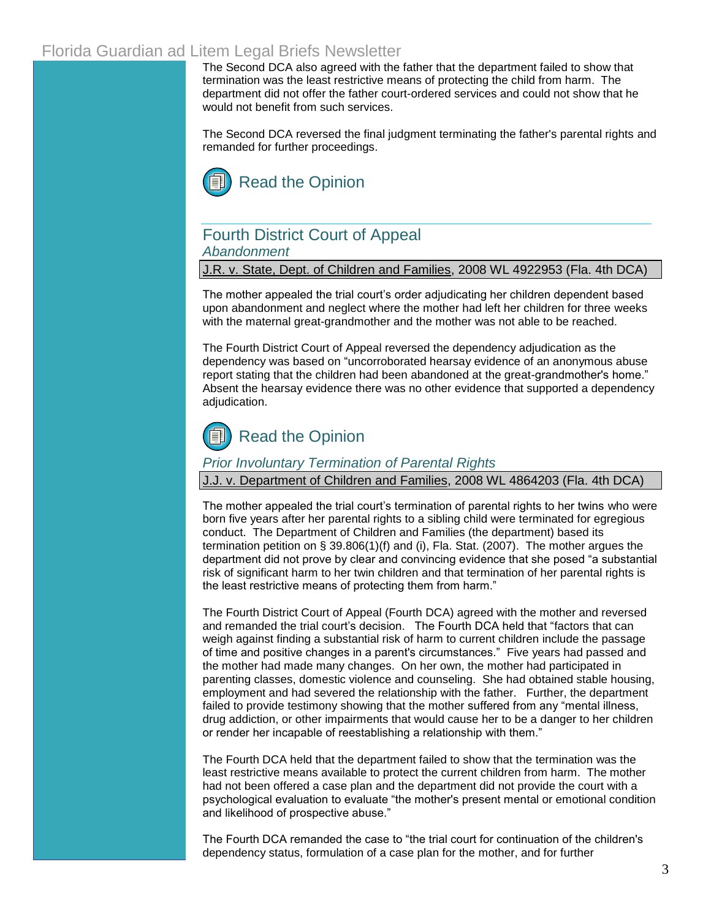The Second DCA also agreed with the father that the department failed to show that termination was the least restrictive means of protecting the child from harm. The department did not offer the father court-ordered services and could not show that he would not benefit from such services.

The Second DCA reversed the final judgment terminating the father's parental rights and remanded for further proceedings.

Read the Opinion

## Fourth District Court of Appeal

### *Abandonment*

J.R. v. State, Dept. of Children and Families, 2008 WL 4922953 (Fla. 4th DCA)

The mother appealed the trial court's order adjudicating her children dependent based upon abandonment and neglect where the mother had left her children for three weeks with the maternal great-grandmother and the mother was not able to be reached.

The Fourth District Court of Appeal reversed the dependency adjudication as the dependency was based on "uncorroborated hearsay evidence of an anonymous abuse report stating that the children had been abandoned at the great-grandmother's home." Absent the hearsay evidence there was no other evidence that supported a dependency adjudication.

Read the Opinion

### *Prior Involuntary Termination of Parental Rights*

J.J. v. Department of Children and Families, 2008 WL 4864203 (Fla. 4th DCA)

The mother appealed the trial court's termination of parental rights to her twins who were born five years after her parental rights to a sibling child were terminated for egregious conduct. The Department of Children and Families (the department) based its termination petition on § 39.806(1)(f) and (i), Fla. Stat. (2007). The mother argues the department did not prove by clear and convincing evidence that she posed "a substantial risk of significant harm to her twin children and that termination of her parental rights is the least restrictive means of protecting them from harm."

The Fourth District Court of Appeal (Fourth DCA) agreed with the mother and reversed and remanded the trial court's decision. The Fourth DCA held that "factors that can weigh against finding a substantial risk of harm to current children include the passage of time and positive changes in a parent's circumstances." Five years had passed and the mother had made many changes. On her own, the mother had participated in parenting classes, domestic violence and counseling. She had obtained stable housing, employment and had severed the relationship with the father. Further, the department failed to provide testimony showing that the mother suffered from any "mental illness, drug addiction, or other impairments that would cause her to be a danger to her children or render her incapable of reestablishing a relationship with them."

The Fourth DCA held that the department failed to show that the termination was the least restrictive means available to protect the current children from harm. The mother had not been offered a case plan and the department did not provide the court with a psychological evaluation to evaluate "the mother's present mental or emotional condition and likelihood of prospective abuse."

The Fourth DCA remanded the case to "the trial court for continuation of the children's dependency status, formulation of a case plan for the mother, and for further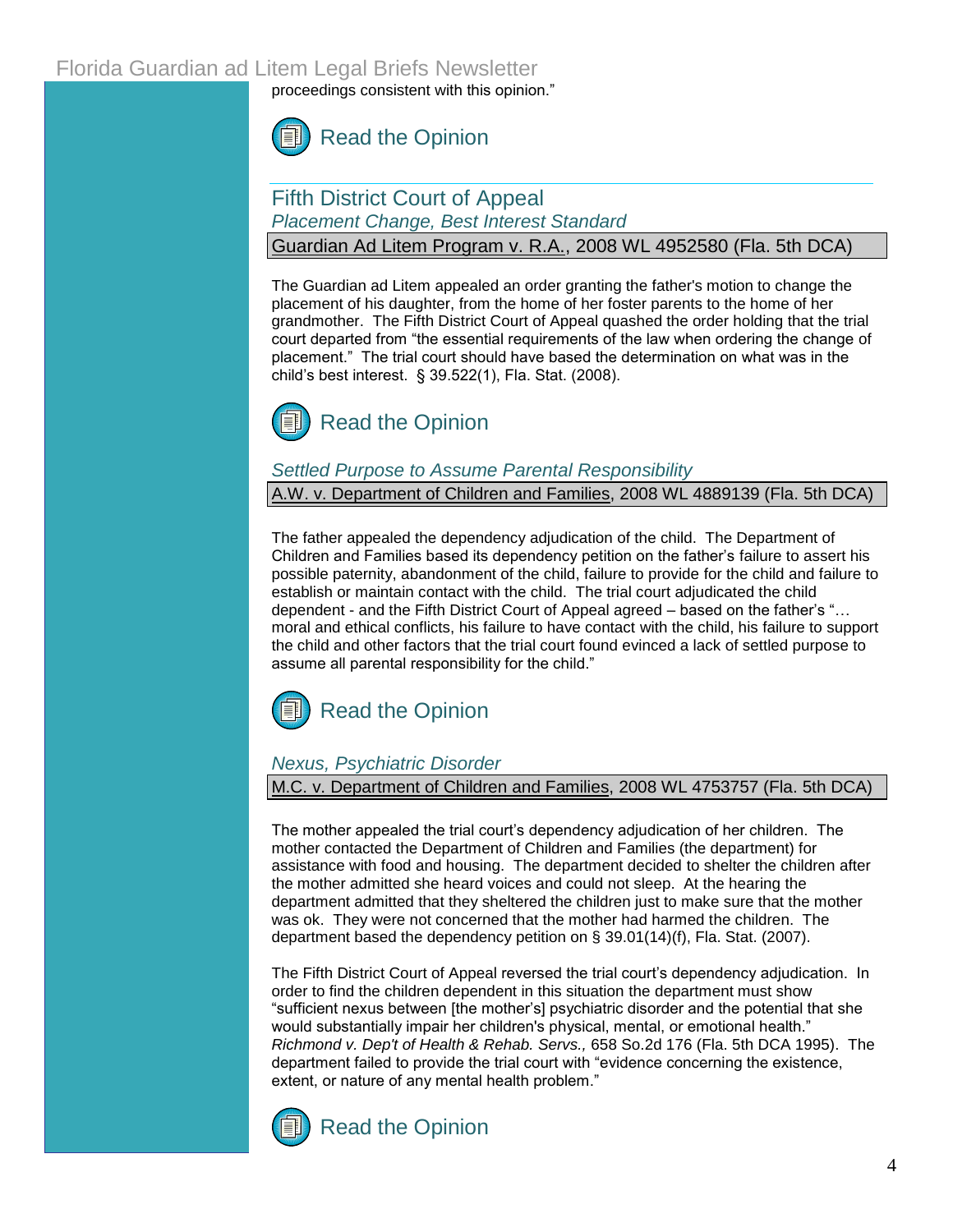proceedings consistent with this opinion."

Read the Opinion

## Fifth District Court of Appeal

### *Placement Change, Best Interest Standard*

Guardian Ad Litem Program v. R.A., 2008 WL 4952580 (Fla. 5th DCA)

The Guardian ad Litem appealed an order granting the father's motion to change the placement of his daughter, from the home of her foster parents to the home of her grandmother. The Fifth District Court of Appeal quashed the order holding that the trial court departed from "the essential requirements of the law when ordering the change of placement." The trial court should have based the determination on what was in the child's best interest. § 39.522(1), Fla. Stat. (2008).

Read the Opinion

### *Settled Purpose to Assume Parental Responsibility*

A.W. v. Department of Children and Families, 2008 WL 4889139 (Fla. 5th DCA)

The father appealed the dependency adjudication of the child. The Department of Children and Families based its dependency petition on the father's failure to assert his possible paternity, abandonment of the child, failure to provide for the child and failure to establish or maintain contact with the child. The trial court adjudicated the child dependent - and the Fifth District Court of Appeal agreed – based on the father's "… moral and ethical conflicts, his failure to have contact with the child, his failure to support the child and other factors that the trial court found evinced a lack of settled purpose to assume all parental responsibility for the child."

Read the Opinion

### *Nexus, Psychiatric Disorder*

M.C. v. Department of Children and Families, 2008 WL 4753757 (Fla. 5th DCA)

The mother appealed the trial court's dependency adjudication of her children. The mother contacted the Department of Children and Families (the department) for assistance with food and housing. The department decided to shelter the children after the mother admitted she heard voices and could not sleep. At the hearing the department admitted that they sheltered the children just to make sure that the mother was ok. They were not concerned that the mother had harmed the children. The department based the dependency petition on § 39.01(14)(f), Fla. Stat. (2007).

The Fifth District Court of Appeal reversed the trial court's dependency adjudication. In order to find the children dependent in this situation the department must show "sufficient nexus between [the mother's] psychiatric disorder and the potential that she would substantially impair her children's physical, mental, or emotional health." *Richmond v. Dep't of Health & Rehab. Servs.,* 658 So.2d 176 (Fla. 5th DCA 1995). The department failed to provide the trial court with "evidence concerning the existence, extent, or nature of any mental health problem."

Read the Opinion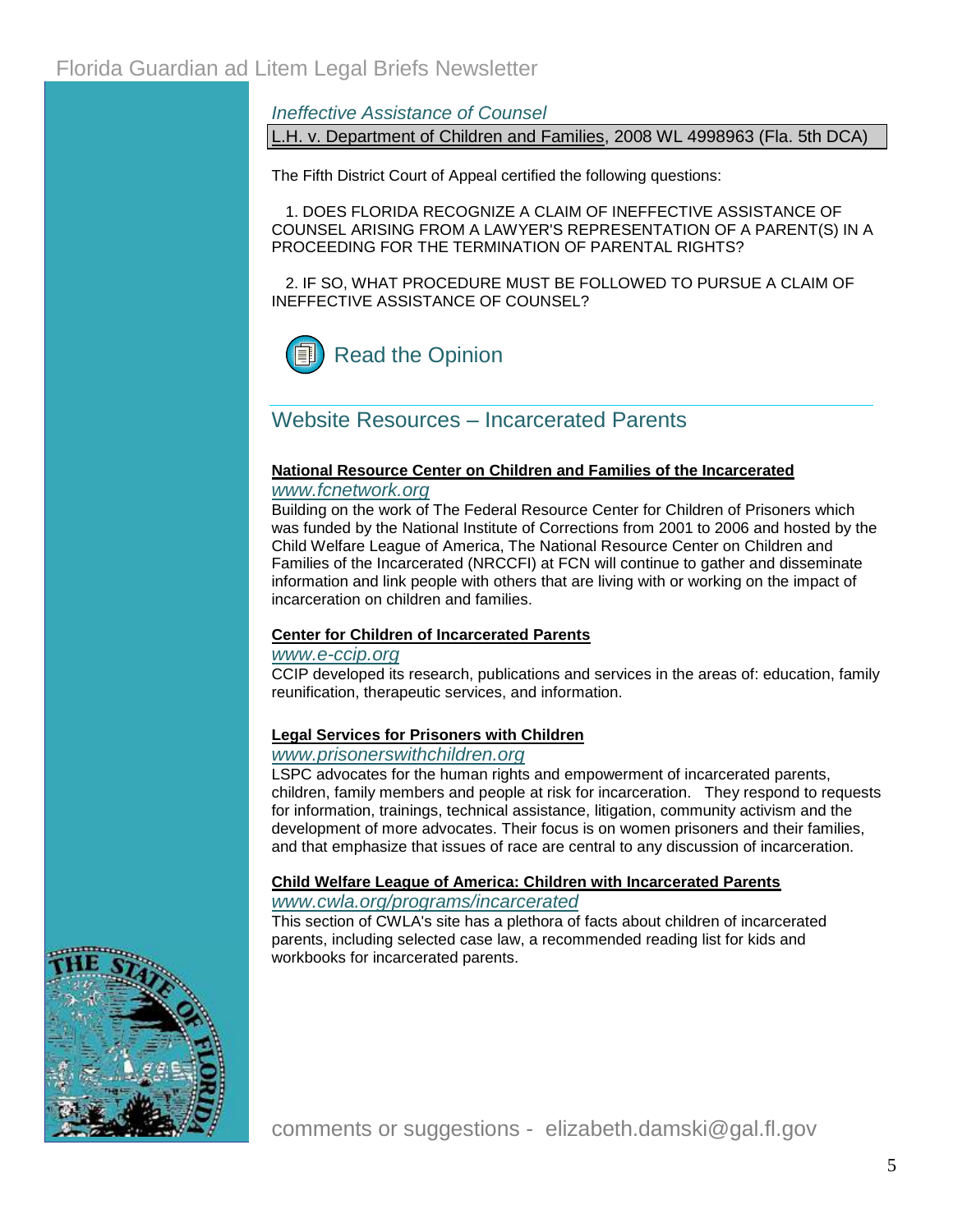### *Ineffective Assistance of Counsel*

L.H. v. Department of Children and Families, 2008 WL 4998963 (Fla. 5th DCA)

The Fifth District Court of Appeal certified the following questions:

1. DOES FLORIDA RECOGNIZE A CLAIM OF INEFFECTIVE ASSISTANCE OF COUNSEL ARISING FROM A LAWYER'S REPRESENTATION OF A PARENT(S) IN A PROCEEDING FOR THE TERMINATION OF PARENTAL RIGHTS?

2. IF SO, WHAT PROCEDURE MUST BE FOLLOWED TO PURSUE A CLAIM OF INEFFECTIVE ASSISTANCE OF COUNSEL?

Read the Opinion

## Website Resources – Incarcerated Parents

**National Resource Center on Children and Families of the Incarcerated**

*www.fcnetwork.org*

Building on the work of The Federal Resource Center for Children of Prisoners which was funded by the National Institute of Corrections from 2001 to 2006 and hosted by the Child Welfare League of America, The National Resource Center on Children and Families of the Incarcerated (NRCCFI) at FCN will continue to gather and disseminate information and link people with others that are living with or working on the impact of incarceration on children and families.

**Center for Children of Incarcerated Parents**

*www.e-ccip.org*

CCIP developed its research, publications and services in the areas of: education, family reunification, therapeutic services, and information.

**Legal Services for Prisoners with Children**

*www.prisonerswithchildren.org*

LSPC advocates for the human rights and empowerment of incarcerated parents, children, family members and people at risk for incarceration. They respond to requests for information, trainings, technical assistance, litigation, community activism and the development of more advocates. Their focus is on women prisoners and their families, and that emphasize that issues of race are central to any discussion of incarceration.

**Child Welfare League of America: Children with Incarcerated Parents**

*www.cwla.org/programs/incarcerated*

This section of CWLA's site has a plethora of facts about children of incarcerated parents, including selected case law, a recommended reading list for kids and workbooks for incarcerated parents.

comments or suggestions - elizabeth.damski@gal.fl.gov